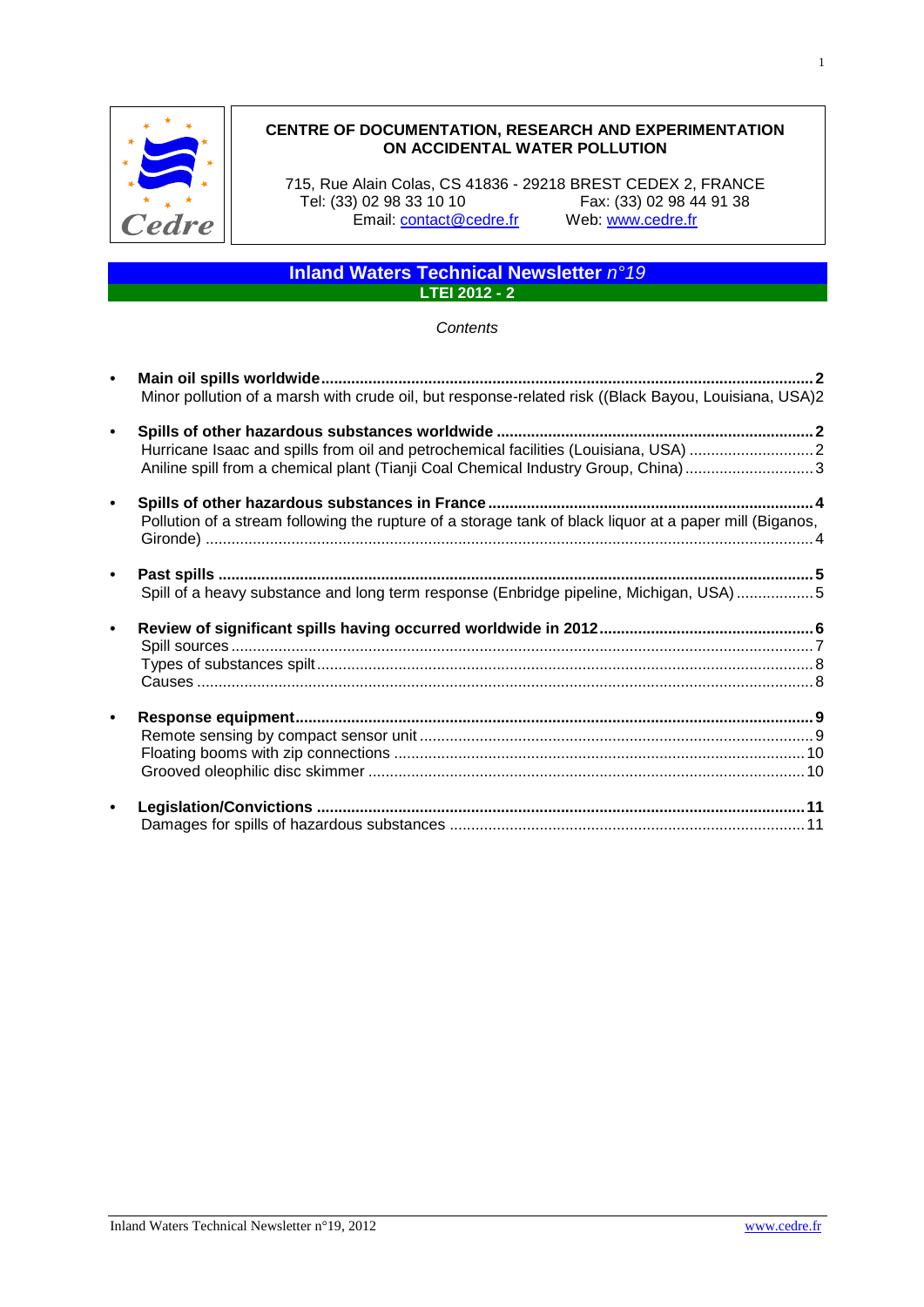**CENTRE OF DOCUMENTATION, RESEARCH AND EXPERIMENTATION ON ACCIDENTAL WATER POLLUTION**

715, Rue Alain Colas, CS 41836 - 29218 BREST CEDEX 2, FRANCE
Tel: (33) 02 98 33 10 10 Fax: (33) 02 98 44 91 38
Email: contact@cedre.fr Web: www.cedre.fr

# Inland Waters Technical Newsletter *n°19*

**LTEI 2012 - 2**

*Contents*

- **Main oil spills worldwide....2**
  Minor pollution of a marsh with crude oil, but response-related risk ((Black Bayou, Louisiana, USA)2
- **Spills of other hazardous substances worldwide....2**
  Hurricane Isaac and spills from oil and petrochemical facilities (Louisiana, USA)....2
  Aniline spill from a chemical plant (Tianji Coal Chemical Industry Group, China)....3
- **Spills of other hazardous substances in France....4**
  Pollution of a stream following the rupture of a storage tank of black liquor at a paper mill (Biganos, Gironde)....4
- **Past spills....5**
  Spill of a heavy substance and long term response (Enbridge pipeline, Michigan, USA)....5
- **Review of significant spills having occurred worldwide in 2012....6**
  Spill sources....7
  Types of substances spilt....8
  Causes....8
- **Response equipment....9**
  Remote sensing by compact sensor unit....9
  Floating booms with zip connections....10
  Grooved oleophilic disc skimmer....10
- **Legislation/Convictions....11**
  Damages for spills of hazardous substances....11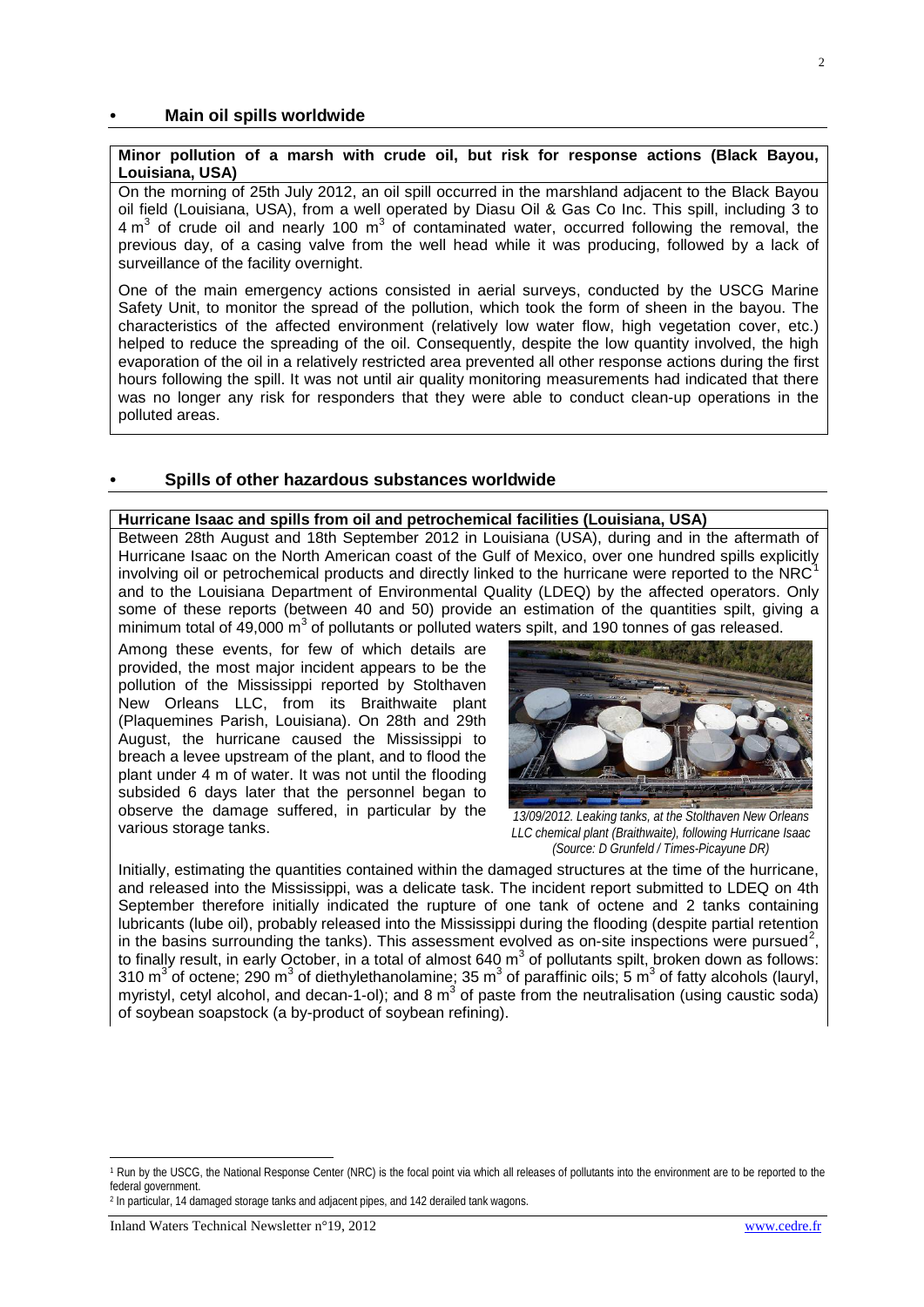## • Main oil spills worldwide

**Minor pollution of a marsh with crude oil, but risk for response actions (Black Bayou, Louisiana, USA)**

On the morning of 25th July 2012, an oil spill occurred in the marshland adjacent to the Black Bayou oil field (Louisiana, USA), from a well operated by Diasu Oil & Gas Co Inc. This spill, including 3 to 4 $m^3$ of crude oil and nearly 100 $m^3$ of contaminated water, occurred following the removal, the previous day, of a casing valve from the well head while it was producing, followed by a lack of surveillance of the facility overnight.

One of the main emergency actions consisted in aerial surveys, conducted by the USCG Marine Safety Unit, to monitor the spread of the pollution, which took the form of sheen in the bayou. The characteristics of the affected environment (relatively low water flow, high vegetation cover, etc.) helped to reduce the spreading of the oil. Consequently, despite the low quantity involved, the high evaporation of the oil in a relatively restricted area prevented all other response actions during the first hours following the spill. It was not until air quality monitoring measurements had indicated that there was no longer any risk for responders that they were able to conduct clean-up operations in the polluted areas.

## • Spills of other hazardous substances worldwide

**Hurricane Isaac and spills from oil and petrochemical facilities (Louisiana, USA)**

Between 28th August and 18th September 2012 in Louisiana (USA), during and in the aftermath of Hurricane Isaac on the North American coast of the Gulf of Mexico, over one hundred spills explicitly involving oil or petrochemical products and directly linked to the hurricane were reported to the NRC[1] and to the Louisiana Department of Environmental Quality (LDEQ) by the affected operators. Only some of these reports (between 40 and 50) provide an estimation of the quantities spilt, giving a minimum total of 49,000 $m^3$ of pollutants or polluted waters spilt, and 190 tonnes of gas released.

Among these events, for few of which details are provided, the most major incident appears to be the pollution of the Mississippi reported by Stolthaven New Orleans LLC, from its Braithwaite plant (Plaquemines Parish, Louisiana). On 28th and 29th August, the hurricane caused the Mississippi to breach a levee upstream of the plant, and to flood the plant under 4 m of water. It was not until the flooding subsided 6 days later that the personnel began to observe the damage suffered, in particular by the various storage tanks.

*13/09/2012. Leaking tanks, at the Stolthaven New Orleans LLC chemical plant (Braithwaite), following Hurricane Isaac (Source: D Grunfeld / Times-Picayune DR)*

Initially, estimating the quantities contained within the damaged structures at the time of the hurricane, and released into the Mississippi, was a delicate task. The incident report submitted to LDEQ on 4th September therefore initially indicated the rupture of one tank of octene and 2 tanks containing lubricants (lube oil), probably released into the Mississippi during the flooding (despite partial retention in the basins surrounding the tanks). This assessment evolved as on-site inspections were pursued[2], to finally result, in early October, in a total of almost 640 $m^3$ of pollutants spilt, broken down as follows: 310 $m^3$ of octene; 290 $m^3$ of diethylethanolamine; 35 $m^3$ of paraffinic oils; 5 $m^3$ of fatty alcohols (lauryl, myristyl, cetyl alcohol, and decan-1-ol); and 8 $m^3$ of paste from the neutralisation (using caustic soda) of soybean soapstock (a by-product of soybean refining).

---

[1] Run by the USCG, the National Response Center (NRC) is the focal point via which all releases of pollutants into the environment are to be reported to the federal government.

[2] In particular, 14 damaged storage tanks and adjacent pipes, and 142 derailed tank wagons.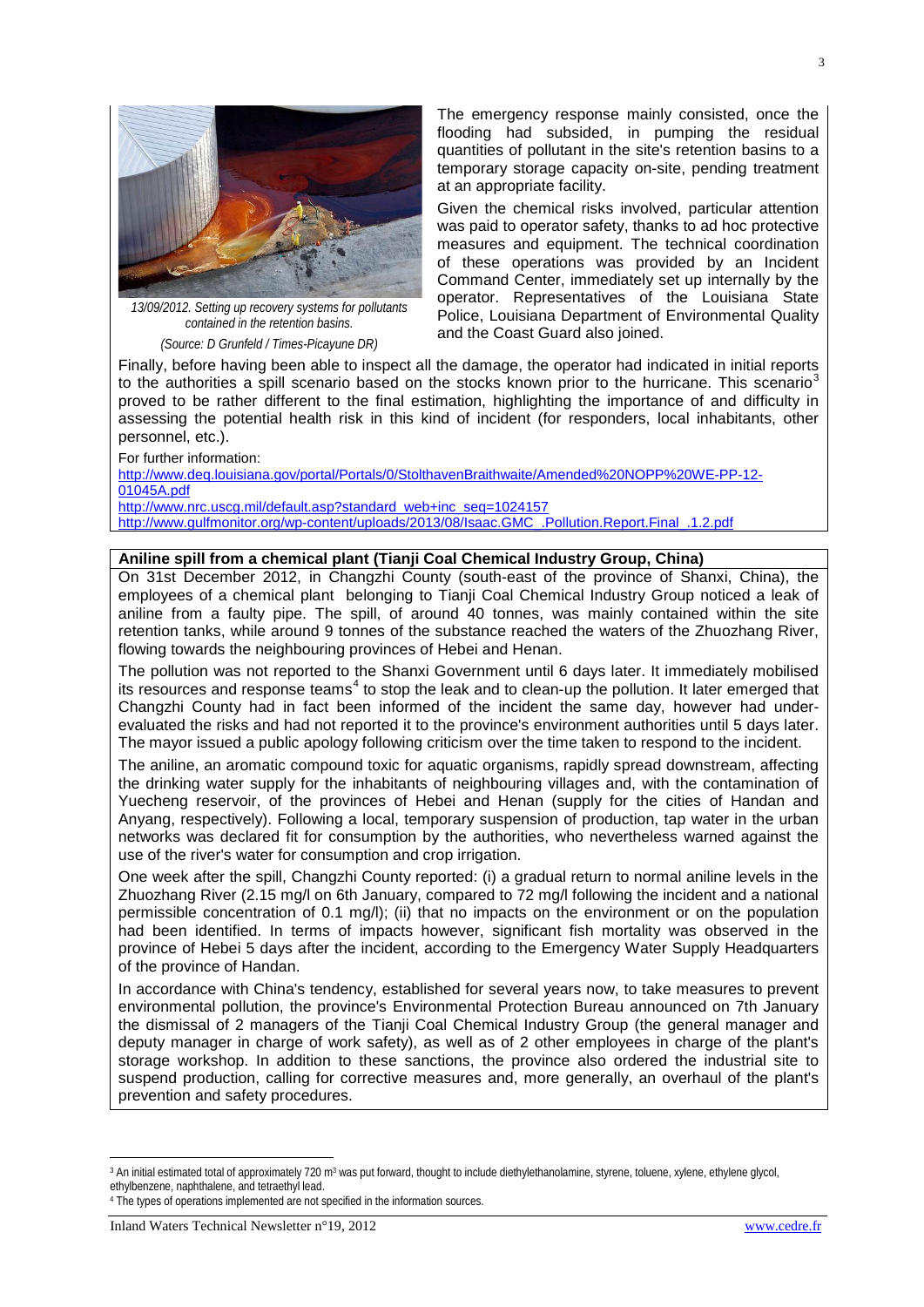*13/09/2012. Setting up recovery systems for pollutants contained in the retention basins.*

*(Source: D Grunfeld / Times-Picayune DR)*

The emergency response mainly consisted, once the flooding had subsided, in pumping the residual quantities of pollutant in the site's retention basins to a temporary storage capacity on-site, pending treatment at an appropriate facility.

Given the chemical risks involved, particular attention was paid to operator safety, thanks to ad hoc protective measures and equipment. The technical coordination of these operations was provided by an Incident Command Center, immediately set up internally by the operator. Representatives of the Louisiana State Police, Louisiana Department of Environmental Quality and the Coast Guard also joined.

Finally, before having been able to inspect all the damage, the operator had indicated in initial reports to the authorities a spill scenario based on the stocks known prior to the hurricane. This scenario[3] proved to be rather different to the final estimation, highlighting the importance of and difficulty in assessing the potential health risk in this kind of incident (for responders, local inhabitants, other personnel, etc.).

For further information:

http://www.deq.louisiana.gov/portal/Portals/0/StolthavenBraithwaite/Amended%20NOPP%20WE-PP-12-01045A.pdf

http://www.nrc.uscg.mil/default.asp?standard_web+inc_seq=1024157

http://www.gulfmonitor.org/wp-content/uploads/2013/08/Isaac.GMC_.Pollution.Report.Final_.1.2.pdf

**Aniline spill from a chemical plant (Tianji Coal Chemical Industry Group, China)**

On 31st December 2012, in Changzhi County (south-east of the province of Shanxi, China), the employees of a chemical plant belonging to Tianji Coal Chemical Industry Group noticed a leak of aniline from a faulty pipe. The spill, of around 40 tonnes, was mainly contained within the site retention tanks, while around 9 tonnes of the substance reached the waters of the Zhuozhang River, flowing towards the neighbouring provinces of Hebei and Henan.

The pollution was not reported to the Shanxi Government until 6 days later. It immediately mobilised its resources and response teams[4] to stop the leak and to clean-up the pollution. It later emerged that Changzhi County had in fact been informed of the incident the same day, however had under-evaluated the risks and had not reported it to the province's environment authorities until 5 days later. The mayor issued a public apology following criticism over the time taken to respond to the incident.

The aniline, an aromatic compound toxic for aquatic organisms, rapidly spread downstream, affecting the drinking water supply for the inhabitants of neighbouring villages and, with the contamination of Yuecheng reservoir, of the provinces of Hebei and Henan (supply for the cities of Handan and Anyang, respectively). Following a local, temporary suspension of production, tap water in the urban networks was declared fit for consumption by the authorities, who nevertheless warned against the use of the river's water for consumption and crop irrigation.

One week after the spill, Changzhi County reported: (i) a gradual return to normal aniline levels in the Zhuozhang River (2.15 mg/l on 6th January, compared to 72 mg/l following the incident and a national permissible concentration of 0.1 mg/l); (ii) that no impacts on the environment or on the population had been identified. In terms of impacts however, significant fish mortality was observed in the province of Hebei 5 days after the incident, according to the Emergency Water Supply Headquarters of the province of Handan.

In accordance with China's tendency, established for several years now, to take measures to prevent environmental pollution, the province's Environmental Protection Bureau announced on 7th January the dismissal of 2 managers of the Tianji Coal Chemical Industry Group (the general manager and deputy manager in charge of work safety), as well as of 2 other employees in charge of the plant's storage workshop. In addition to these sanctions, the province also ordered the industrial site to suspend production, calling for corrective measures and, more generally, an overhaul of the plant's prevention and safety procedures.

---

[3] An initial estimated total of approximately 720 m³ was put forward, thought to include diethylethanolamine, styrene, toluene, xylene, ethylene glycol, ethylbenzene, naphthalene, and tetraethyl lead.

[4] The types of operations implemented are not specified in the information sources.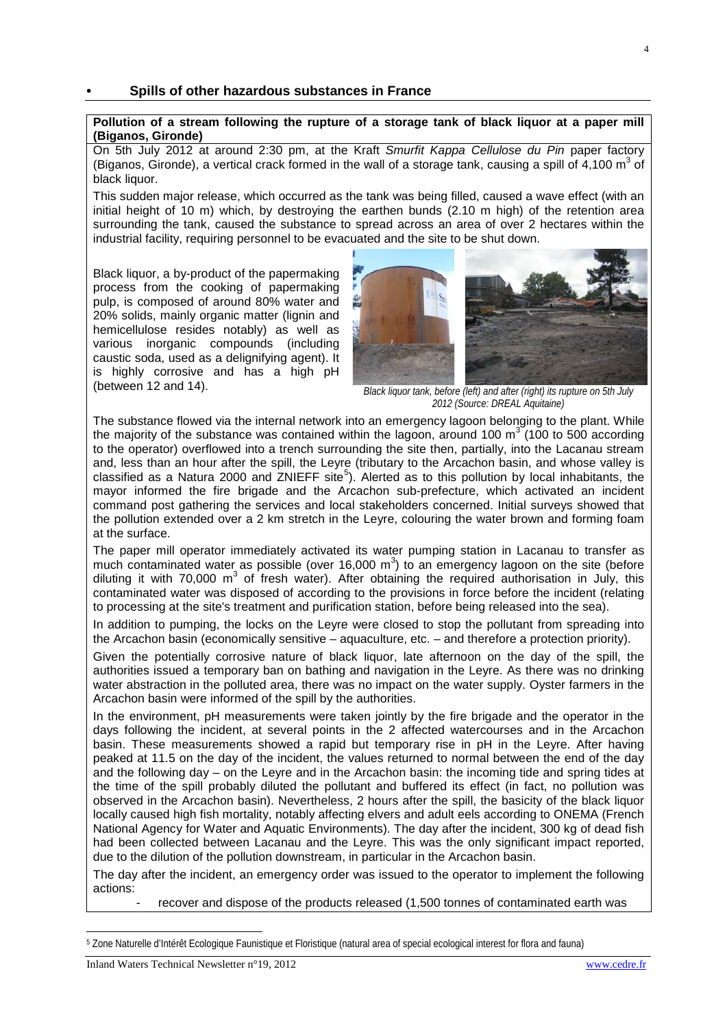## • Spills of other hazardous substances in France

**Pollution of a stream following the rupture of a storage tank of black liquor at a paper mill (Biganos, Gironde)**

On 5th July 2012 at around 2:30 pm, at the Kraft *Smurfit Kappa Cellulose du Pin* paper factory (Biganos, Gironde), a vertical crack formed in the wall of a storage tank, causing a spill of 4,100 $m^3$ of black liquor.

This sudden major release, which occurred as the tank was being filled, caused a wave effect (with an initial height of 10 m) which, by destroying the earthen bunds (2.10 m high) of the retention area surrounding the tank, caused the substance to spread across an area of over 2 hectares within the industrial facility, requiring personnel to be evacuated and the site to be shut down.

Black liquor, a by-product of the papermaking process from the cooking of papermaking pulp, is composed of around 80% water and 20% solids, mainly organic matter (lignin and hemicellulose resides notably) as well as various inorganic compounds (including caustic soda, used as a delignifying agent). It is highly corrosive and has a high pH (between 12 and 14).

*Black liquor tank, before (left) and after (right) its rupture on 5th July 2012 (Source: DREAL Aquitaine)*

The substance flowed via the internal network into an emergency lagoon belonging to the plant. While the majority of the substance was contained within the lagoon, around 100 $m^3$ (100 to 500 according to the operator) overflowed into a trench surrounding the site then, partially, into the Lacanau stream and, less than an hour after the spill, the Leyre (tributary to the Arcachon basin, and whose valley is classified as a Natura 2000 and ZNIEFF site[5]). Alerted as to this pollution by local inhabitants, the mayor informed the fire brigade and the Arcachon sub-prefecture, which activated an incident command post gathering the services and local stakeholders concerned. Initial surveys showed that the pollution extended over a 2 km stretch in the Leyre, colouring the water brown and forming foam at the surface.

The paper mill operator immediately activated its water pumping station in Lacanau to transfer as much contaminated water as possible (over 16,000 $m^3$) to an emergency lagoon on the site (before diluting it with 70,000 $m^3$ of fresh water). After obtaining the required authorisation in July, this contaminated water was disposed of according to the provisions in force before the incident (relating to processing at the site's treatment and purification station, before being released into the sea).

In addition to pumping, the locks on the Leyre were closed to stop the pollutant from spreading into the Arcachon basin (economically sensitive – aquaculture, etc. – and therefore a protection priority).

Given the potentially corrosive nature of black liquor, late afternoon on the day of the spill, the authorities issued a temporary ban on bathing and navigation in the Leyre. As there was no drinking water abstraction in the polluted area, there was no impact on the water supply. Oyster farmers in the Arcachon basin were informed of the spill by the authorities.

In the environment, pH measurements were taken jointly by the fire brigade and the operator in the days following the incident, at several points in the 2 affected watercourses and in the Arcachon basin. These measurements showed a rapid but temporary rise in pH in the Leyre. After having peaked at 11.5 on the day of the incident, the values returned to normal between the end of the day and the following day – on the Leyre and in the Arcachon basin: the incoming tide and spring tides at the time of the spill probably diluted the pollutant and buffered its effect (in fact, no pollution was observed in the Arcachon basin). Nevertheless, 2 hours after the spill, the basicity of the black liquor locally caused high fish mortality, notably affecting elvers and adult eels according to ONEMA (French National Agency for Water and Aquatic Environments). The day after the incident, 300 kg of dead fish had been collected between Lacanau and the Leyre. This was the only significant impact reported, due to the dilution of the pollution downstream, in particular in the Arcachon basin.

The day after the incident, an emergency order was issued to the operator to implement the following actions:

- recover and dispose of the products released (1,500 tonnes of contaminated earth was

[5] Zone Naturelle d'Intérêt Ecologique Faunistique et Floristique (natural area of special ecological interest for flora and fauna)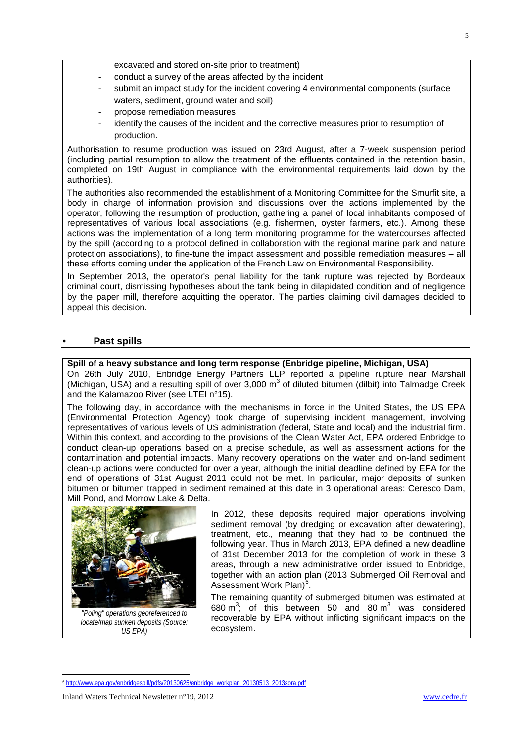excavated and stored on-site prior to treatment)

- conduct a survey of the areas affected by the incident
- submit an impact study for the incident covering 4 environmental components (surface waters, sediment, ground water and soil)
- propose remediation measures
- identify the causes of the incident and the corrective measures prior to resumption of production.

Authorisation to resume production was issued on 23rd August, after a 7-week suspension period (including partial resumption to allow the treatment of the effluents contained in the retention basin, completed on 19th August in compliance with the environmental requirements laid down by the authorities).

The authorities also recommended the establishment of a Monitoring Committee for the Smurfit site, a body in charge of information provision and discussions over the actions implemented by the operator, following the resumption of production, gathering a panel of local inhabitants composed of representatives of various local associations (e.g. fishermen, oyster farmers, etc.). Among these actions was the implementation of a long term monitoring programme for the watercourses affected by the spill (according to a protocol defined in collaboration with the regional marine park and nature protection associations), to fine-tune the impact assessment and possible remediation measures – all these efforts coming under the application of the French Law on Environmental Responsibility.

In September 2013, the operator's penal liability for the tank rupture was rejected by Bordeaux criminal court, dismissing hypotheses about the tank being in dilapidated condition and of negligence by the paper mill, therefore acquitting the operator. The parties claiming civil damages decided to appeal this decision.

## • Past spills

**Spill of a heavy substance and long term response (Enbridge pipeline, Michigan, USA)**

On 26th July 2010, Enbridge Energy Partners LLP reported a pipeline rupture near Marshall (Michigan, USA) and a resulting spill of over 3,000 m$^3$ of diluted bitumen (dilbit) into Talmadge Creek and the Kalamazoo River (see LTEI n°15).

The following day, in accordance with the mechanisms in force in the United States, the US EPA (Environmental Protection Agency) took charge of supervising incident management, involving representatives of various levels of US administration (federal, State and local) and the industrial firm. Within this context, and according to the provisions of the Clean Water Act, EPA ordered Enbridge to conduct clean-up operations based on a precise schedule, as well as assessment actions for the contamination and potential impacts. Many recovery operations on the water and on-land sediment clean-up actions were conducted for over a year, although the initial deadline defined by EPA for the end of operations of 31st August 2011 could not be met. In particular, major deposits of sunken bitumen or bitumen trapped in sediment remained at this date in 3 operational areas: Ceresco Dam, Mill Pond, and Morrow Lake & Delta.

*"Poling" operations georeferenced to locate/map sunken deposits (Source: US EPA)*

In 2012, these deposits required major operations involving sediment removal (by dredging or excavation after dewatering), treatment, etc., meaning that they had to be continued the following year. Thus in March 2013, EPA defined a new deadline of 31st December 2013 for the completion of work in these 3 areas, through a new administrative order issued to Enbridge, together with an action plan (2013 Submerged Oil Removal and Assessment Work Plan)[6].

The remaining quantity of submerged bitumen was estimated at 680 m$^3$; of this between 50 and 80 m$^3$ was considered recoverable by EPA without inflicting significant impacts on the ecosystem.

[6] http://www.epa.gov/enbridgespill/pdfs/20130625/enbridge_workplan_20130513_2013sora.pdf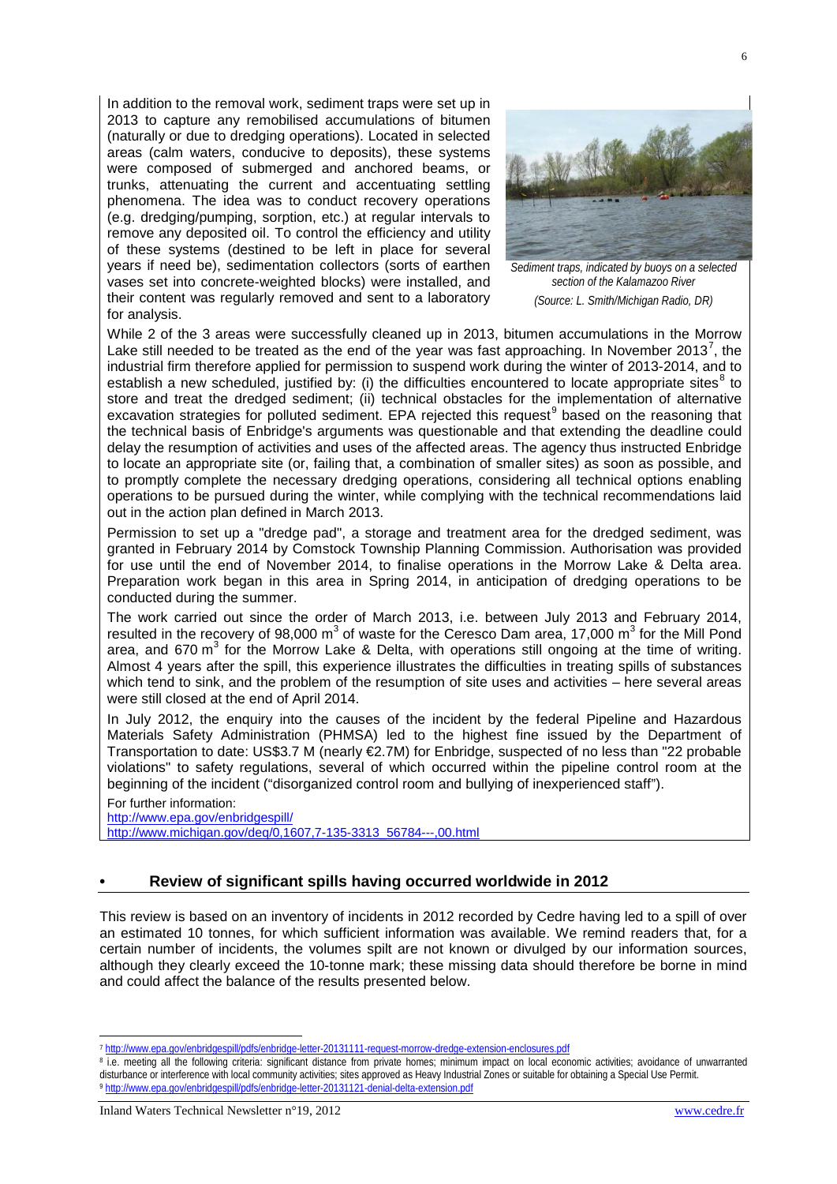In addition to the removal work, sediment traps were set up in 2013 to capture any remobilised accumulations of bitumen (naturally or due to dredging operations). Located in selected areas (calm waters, conducive to deposits), these systems were composed of submerged and anchored beams, or trunks, attenuating the current and accentuating settling phenomena. The idea was to conduct recovery operations (e.g. dredging/pumping, sorption, etc.) at regular intervals to remove any deposited oil. To control the efficiency and utility of these systems (destined to be left in place for several years if need be), sedimentation collectors (sorts of earthen vases set into concrete-weighted blocks) were installed, and their content was regularly removed and sent to a laboratory for analysis.

*Sediment traps, indicated by buoys on a selected section of the Kalamazoo River*
*(Source: L. Smith/Michigan Radio, DR)*

While 2 of the 3 areas were successfully cleaned up in 2013, bitumen accumulations in the Morrow Lake still needed to be treated as the end of the year was fast approaching. In November 2013[7], the industrial firm therefore applied for permission to suspend work during the winter of 2013-2014, and to establish a new scheduled, justified by: (i) the difficulties encountered to locate appropriate sites[8] to store and treat the dredged sediment; (ii) technical obstacles for the implementation of alternative excavation strategies for polluted sediment. EPA rejected this request[9] based on the reasoning that the technical basis of Enbridge's arguments was questionable and that extending the deadline could delay the resumption of activities and uses of the affected areas. The agency thus instructed Enbridge to locate an appropriate site (or, failing that, a combination of smaller sites) as soon as possible, and to promptly complete the necessary dredging operations, considering all technical options enabling operations to be pursued during the winter, while complying with the technical recommendations laid out in the action plan defined in March 2013.

Permission to set up a "dredge pad", a storage and treatment area for the dredged sediment, was granted in February 2014 by Comstock Township Planning Commission. Authorisation was provided for use until the end of November 2014, to finalise operations in the Morrow Lake & Delta area. Preparation work began in this area in Spring 2014, in anticipation of dredging operations to be conducted during the summer.

The work carried out since the order of March 2013, i.e. between July 2013 and February 2014, resulted in the recovery of 98,000 $m^3$ of waste for the Ceresco Dam area, 17,000 $m^3$ for the Mill Pond area, and 670 $m^3$ for the Morrow Lake & Delta, with operations still ongoing at the time of writing. Almost 4 years after the spill, this experience illustrates the difficulties in treating spills of substances which tend to sink, and the problem of the resumption of site uses and activities – here several areas were still closed at the end of April 2014.

In July 2012, the enquiry into the causes of the incident by the federal Pipeline and Hazardous Materials Safety Administration (PHMSA) led to the highest fine issued by the Department of Transportation to date: US$3.7 M (nearly €2.7M) for Enbridge, suspected of no less than "22 probable violations" to safety regulations, several of which occurred within the pipeline control room at the beginning of the incident ("disorganized control room and bullying of inexperienced staff").

For further information:
http://www.epa.gov/enbridgespill/
http://www.michigan.gov/deq/0,1607,7-135-3313_56784---,00.html

## • Review of significant spills having occurred worldwide in 2012

This review is based on an inventory of incidents in 2012 recorded by Cedre having led to a spill of over an estimated 10 tonnes, for which sufficient information was available. We remind readers that, for a certain number of incidents, the volumes spilt are not known or divulged by our information sources, although they clearly exceed the 10-tonne mark; these missing data should therefore be borne in mind and could affect the balance of the results presented below.

---

[7] http://www.epa.gov/enbridgespill/pdfs/enbridge-letter-20131111-request-morrow-dredge-extension-enclosures.pdf

[8] i.e. meeting all the following criteria: significant distance from private homes; minimum impact on local economic activities; avoidance of unwarranted disturbance or interference with local community activities; sites approved as Heavy Industrial Zones or suitable for obtaining a Special Use Permit.

[9] http://www.epa.gov/enbridgespill/pdfs/enbridge-letter-20131121-denial-delta-extension.pdf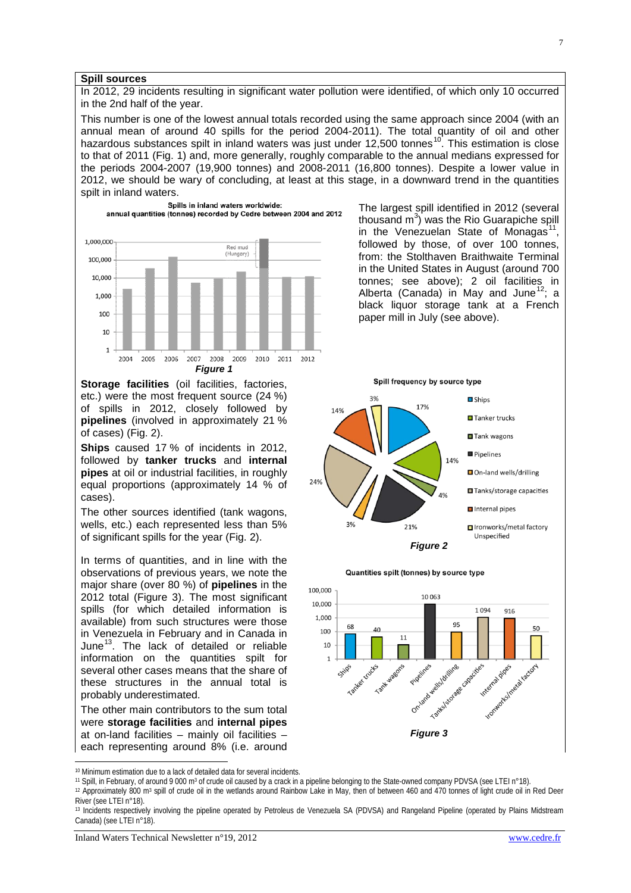## Spill sources

In 2012, 29 incidents resulting in significant water pollution were identified, of which only 10 occurred in the 2nd half of the year.

This number is one of the lowest annual totals recorded using the same approach since 2004 (with an annual mean of around 40 spills for the period 2004-2011). The total quantity of oil and other hazardous substances spilt in inland waters was just under 12,500 tonnes[10]. This estimation is close to that of 2011 (Fig. 1) and, more generally, roughly comparable to the annual medians expressed for the periods 2004-2007 (19,900 tonnes) and 2008-2011 (16,800 tonnes). Despite a lower value in 2012, we should be wary of concluding, at least at this stage, in a downward trend in the quantities spilt in inland waters.

Spills in inland waters worldwide: annual quantities (tonnes) recorded by Cedre between 2004 and 2012

*Figure 1*

The largest spill identified in 2012 (several thousand $m^3$) was the Rio Guarapiche spill in the Venezuelan State of Monagas[11], followed by those, of over 100 tonnes, from: the Stolthaven Braithwaite Terminal in the United States in August (around 700 tonnes; see above); 2 oil facilities in Alberta (Canada) in May and June[12]; a black liquor storage tank at a French paper mill in July (see above).

**Storage facilities** (oil facilities, factories, etc.) were the most frequent source (24 %) of spills in 2012, closely followed by **pipelines** (involved in approximately 21 % of cases) (Fig. 2).

**Ships** caused 17 % of incidents in 2012, followed by **tanker trucks** and **internal pipes** at oil or industrial facilities, in roughly equal proportions (approximately 14 % of cases).

The other sources identified (tank wagons, wells, etc.) each represented less than 5% of significant spills for the year (Fig. 2).

Spill frequency by source type

*Figure 2*

In terms of quantities, and in line with the observations of previous years, we note the major share (over 80 %) of **pipelines** in the 2012 total (Figure 3). The most significant spills (for which detailed information is available) from such structures were those in Venezuela in February and in Canada in June[13]. The lack of detailed or reliable information on the quantities spilt for several other cases means that the share of these structures in the annual total is probably underestimated.

Quantities spilt (tonnes) by source type

*Figure 3*

The other main contributors to the sum total were **storage facilities** and **internal pipes** at on-land facilities – mainly oil facilities – each representing around 8% (i.e. around

---

[10] Minimum estimation due to a lack of detailed data for several incidents.

[11] Spill, in February, of around 9 000 m³ of crude oil caused by a crack in a pipeline belonging to the State-owned company PDVSA (see LTEI n°18).

[12] Approximately 800 m³ spill of crude oil in the wetlands around Rainbow Lake in May, then of between 460 and 470 tonnes of light crude oil in Red Deer River (see LTEI n°18).

[13] Incidents respectively involving the pipeline operated by Petroleus de Venezuela SA (PDVSA) and Rangeland Pipeline (operated by Plains Midstream Canada) (see LTEI n°18).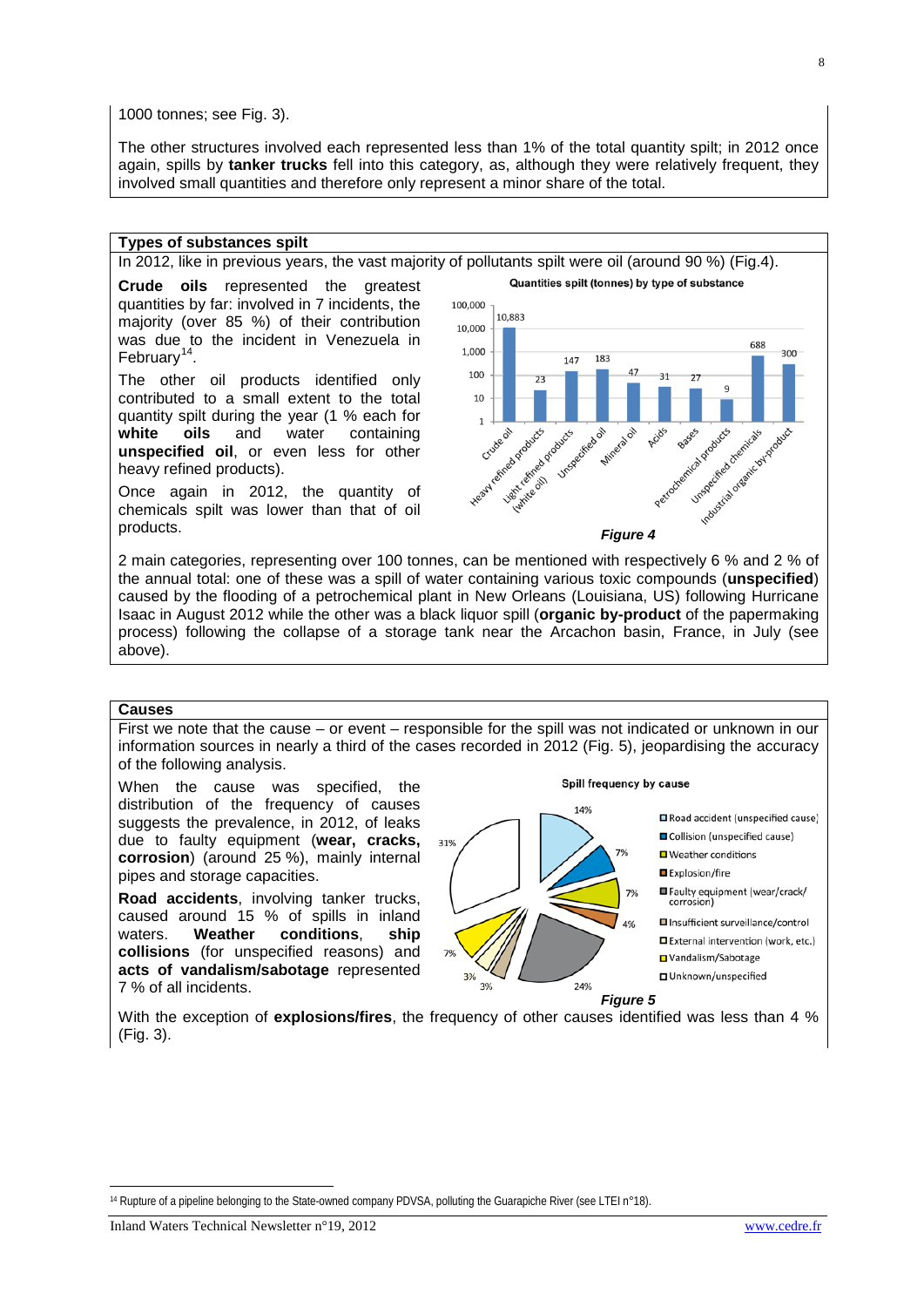1000 tonnes; see Fig. 3).

The other structures involved each represented less than 1% of the total quantity spilt; in 2012 once again, spills by **tanker trucks** fell into this category, as, although they were relatively frequent, they involved small quantities and therefore only represent a minor share of the total.

## Types of substances spilt

In 2012, like in previous years, the vast majority of pollutants spilt were oil (around 90 %) (Fig.4).

**Crude oils** represented the greatest quantities by far: involved in 7 incidents, the majority (over 85 %) of their contribution was due to the incident in Venezuela in February[14].

The other oil products identified only contributed to a small extent to the total quantity spilt during the year (1 % each for **white oils** and water containing **unspecified oil**, or even less for other heavy refined products).

Once again in 2012, the quantity of chemicals spilt was lower than that of oil products.

Quantities spilt (tonnes) by type of substance

| Type of substance | Quantity (tonnes) |
|---|---|
| Crude oil | 10,883 |
| Heavy refined products | 23 |
| Light refined products (white oil) | 147 |
| Unspecified oil | 183 |
| Mineral oil | 47 |
| Acids | 31 |
| Bases | 27 |
| Petrochemical products | 9 |
| Unspecified chemicals | 688 |
| Industrial organic by-product | 300 |

*Figure 4*

2 main categories, representing over 100 tonnes, can be mentioned with respectively 6 % and 2 % of the annual total: one of these was a spill of water containing various toxic compounds (**unspecified**) caused by the flooding of a petrochemical plant in New Orleans (Louisiana, US) following Hurricane Isaac in August 2012 while the other was a black liquor spill (**organic by-product** of the papermaking process) following the collapse of a storage tank near the Arcachon basin, France, in July (see above).

## Causes

First we note that the cause – or event – responsible for the spill was not indicated or unknown in our information sources in nearly a third of the cases recorded in 2012 (Fig. 5), jeopardising the accuracy of the following analysis.

When the cause was specified, the distribution of the frequency of causes suggests the prevalence, in 2012, of leaks due to faulty equipment (**wear, cracks, corrosion**) (around 25 %), mainly internal pipes and storage capacities.

**Road accidents**, involving tanker trucks, caused around 15 % of spills in inland waters. **Weather conditions**, **ship collisions** (for unspecified reasons) and **acts of vandalism/sabotage** represented 7 % of all incidents.

Spill frequency by cause

| Cause | Frequency |
|---|---|
| Road accident (unspecified cause) | 14% |
| Collision (unspecified cause) | 7% |
| Weather conditions | 7% |
| Explosion/fire | 4% |
| Faulty equipment (wear/crack/corrosion) | 24% |
| Insufficient surveillance/control | 3% |
| External intervention (work, etc.) | 3% |
| Vandalism/Sabotage | 7% |
| Unknown/unspecified | 31% |

*Figure 5*

With the exception of **explosions/fires**, the frequency of other causes identified was less than 4 % (Fig. 3).

[14] Rupture of a pipeline belonging to the State-owned company PDVSA, polluting the Guarapiche River (see LTEI n°18).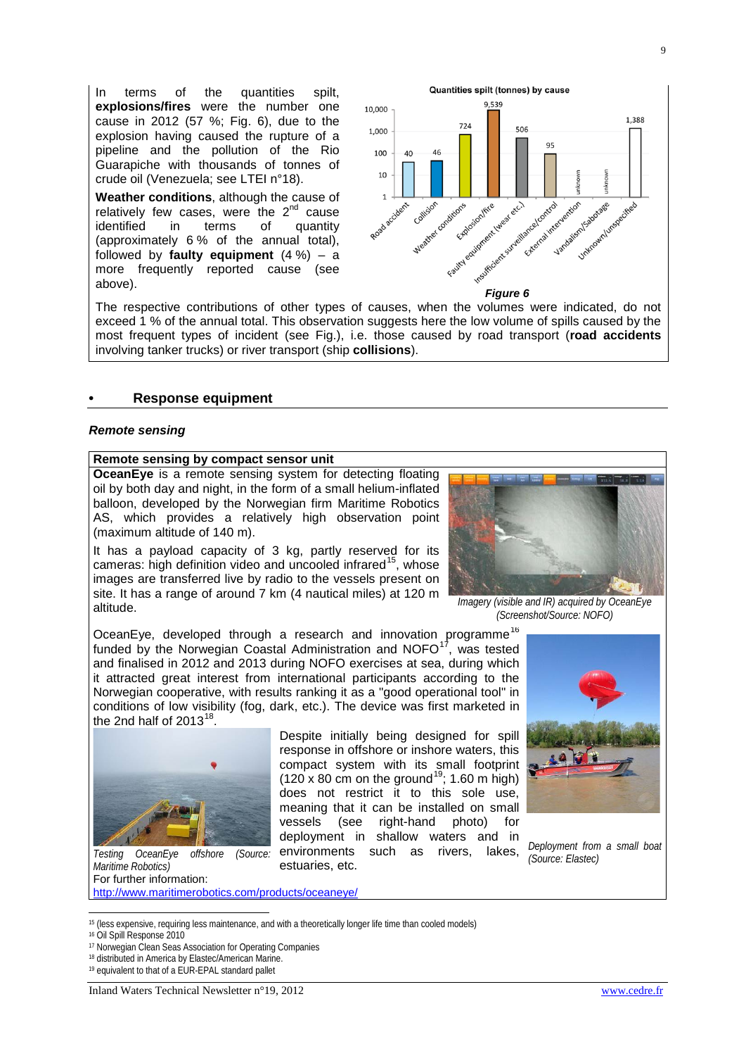In terms of the quantities spilt, **explosions/fires** were the number one cause in 2012 (57 %; Fig. 6), due to the explosion having caused the rupture of a pipeline and the pollution of the Rio Guarapiche with thousands of tonnes of crude oil (Venezuela; see LTEI n°18).

**Weather conditions**, although the cause of relatively few cases, were the 2nd cause identified in terms of quantity (approximately 6 % of the annual total), followed by **faulty equipment** (4 %) – a more frequently reported cause (see above).

*Figure 6*

The respective contributions of other types of causes, when the volumes were indicated, do not exceed 1 % of the annual total. This observation suggests here the low volume of spills caused by the most frequent types of incident (see Fig.), i.e. those caused by road transport (**road accidents** involving tanker trucks) or river transport (ship **collisions**).

## • Response equipment

### *Remote sensing*

**Remote sensing by compact sensor unit**

**OceanEye** is a remote sensing system for detecting floating oil by both day and night, in the form of a small helium-inflated balloon, developed by the Norwegian firm Maritime Robotics AS, which provides a relatively high observation point (maximum altitude of 140 m).

It has a payload capacity of 3 kg, partly reserved for its cameras: high definition video and uncooled infrared[15], whose images are transferred live by radio to the vessels present on site. It has a range of around 7 km (4 nautical miles) at 120 m altitude.

*Imagery (visible and IR) acquired by OceanEye (Screenshot/Source: NOFO)*

OceanEye, developed through a research and innovation programme[16] funded by the Norwegian Coastal Administration and NOFO[17], was tested and finalised in 2012 and 2013 during NOFO exercises at sea, during which it attracted great interest from international participants according to the Norwegian cooperative, with results ranking it as a "good operational tool" in conditions of low visibility (fog, dark, etc.). The device was first marketed in the 2nd half of 2013[18].

Despite initially being designed for spill response in offshore or inshore waters, this compact system with its small footprint (120 x 80 cm on the ground[19]; 1.60 m high) does not restrict it to this sole use, meaning that it can be installed on small vessels (see right-hand photo) for deployment in shallow waters and in environments such as rivers, lakes, estuaries, etc.

*Testing OceanEye offshore (Source: Maritime Robotics)*

*Deployment from a small boat (Source: Elastec)*

For further information:
http://www.maritimerobotics.com/products/oceaneye/

[15] (less expensive, requiring less maintenance, and with a theoretically longer life time than cooled models)
[16] Oil Spill Response 2010
[17] Norwegian Clean Seas Association for Operating Companies
[18] distributed in America by Elastec/American Marine.
[19] equivalent to that of a EUR-EPAL standard pallet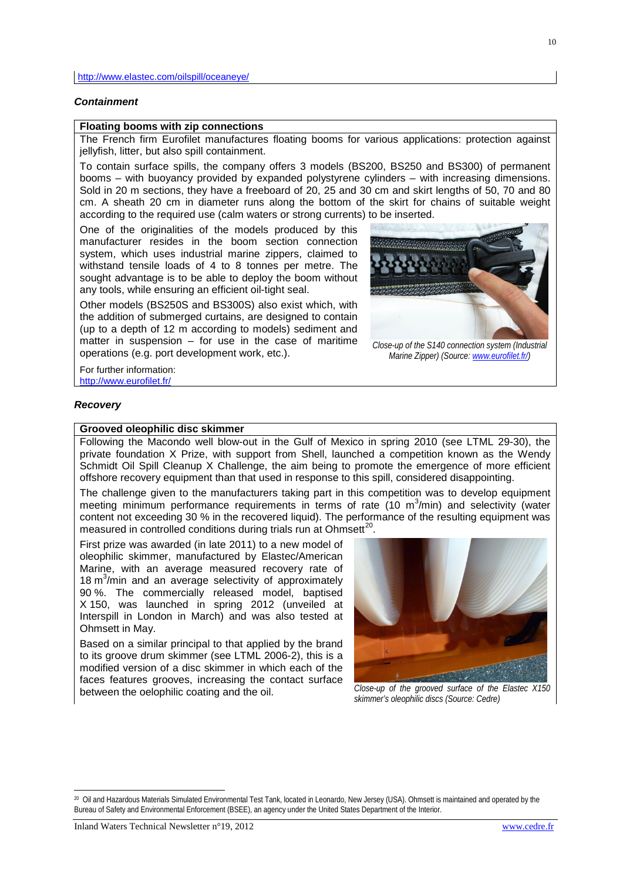http://www.elastec.com/oilspill/oceaneye/

### *Containment*

**Floating booms with zip connections**

The French firm Eurofilet manufactures floating booms for various applications: protection against jellyfish, litter, but also spill containment.

To contain surface spills, the company offers 3 models (BS200, BS250 and BS300) of permanent booms – with buoyancy provided by expanded polystyrene cylinders – with increasing dimensions. Sold in 20 m sections, they have a freeboard of 20, 25 and 30 cm and skirt lengths of 50, 70 and 80 cm. A sheath 20 cm in diameter runs along the bottom of the skirt for chains of suitable weight according to the required use (calm waters or strong currents) to be inserted.

One of the originalities of the models produced by this manufacturer resides in the boom section connection system, which uses industrial marine zippers, claimed to withstand tensile loads of 4 to 8 tonnes per metre. The sought advantage is to be able to deploy the boom without any tools, while ensuring an efficient oil-tight seal.

Other models (BS250S and BS300S) also exist which, with the addition of submerged curtains, are designed to contain (up to a depth of 12 m according to models) sediment and matter in suspension – for use in the case of maritime operations (e.g. port development work, etc.).

*Close-up of the S140 connection system (Industrial Marine Zipper) (Source: www.eurofilet.fr/)*

For further information:
http://www.eurofilet.fr/

### *Recovery*

**Grooved oleophilic disc skimmer**

Following the Macondo well blow-out in the Gulf of Mexico in spring 2010 (see LTML 29-30), the private foundation X Prize, with support from Shell, launched a competition known as the Wendy Schmidt Oil Spill Cleanup X Challenge, the aim being to promote the emergence of more efficient offshore recovery equipment than that used in response to this spill, considered disappointing.

The challenge given to the manufacturers taking part in this competition was to develop equipment meeting minimum performance requirements in terms of rate (10 $m^3$/min) and selectivity (water content not exceeding 30 % in the recovered liquid). The performance of the resulting equipment was measured in controlled conditions during trials run at Ohmsett[20].

First prize was awarded (in late 2011) to a new model of oleophilic skimmer, manufactured by Elastec/American Marine, with an average measured recovery rate of 18 $m^3$/min and an average selectivity of approximately 90 %. The commercially released model, baptised X 150, was launched in spring 2012 (unveiled at Interspill in London in March) and was also tested at Ohmsett in May.

Based on a similar principal to that applied by the brand to its groove drum skimmer (see LTML 2006-2), this is a modified version of a disc skimmer in which each of the faces features grooves, increasing the contact surface between the oelophilic coating and the oil.

*Close-up of the grooved surface of the Elastec X150 skimmer's oleophilic discs (Source: Cedre)*

[20] Oil and Hazardous Materials Simulated Environmental Test Tank, located in Leonardo, New Jersey (USA). Ohmsett is maintained and operated by the Bureau of Safety and Environmental Enforcement (BSEE), an agency under the United States Department of the Interior.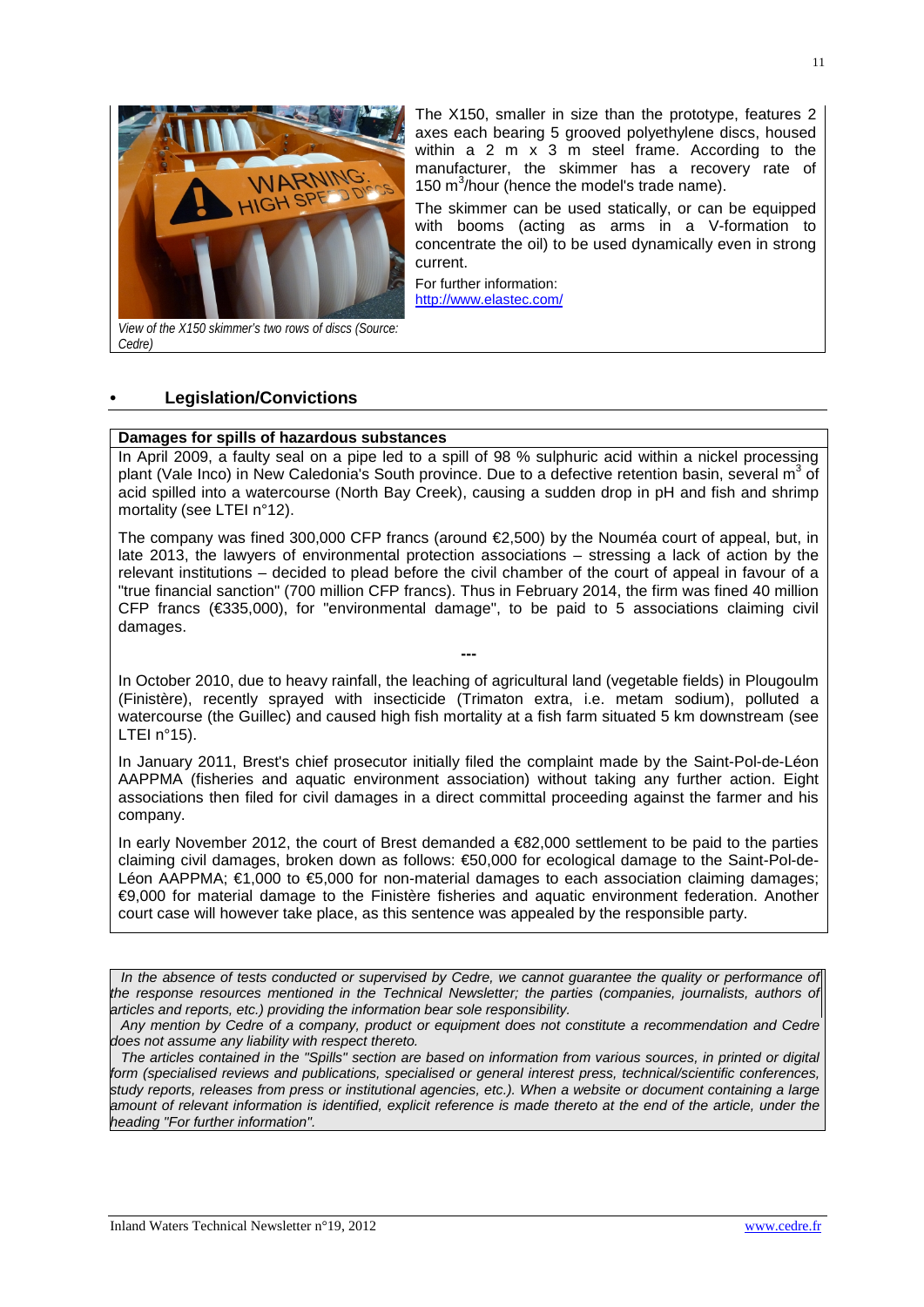View of the X150 skimmer's two rows of discs (Source: Cedre)

The X150, smaller in size than the prototype, features 2 axes each bearing 5 grooved polyethylene discs, housed within a 2 m x 3 m steel frame. According to the manufacturer, the skimmer has a recovery rate of 150 $m^3$/hour (hence the model's trade name).

The skimmer can be used statically, or can be equipped with booms (acting as arms in a V-formation to concentrate the oil) to be used dynamically even in strong current.

For further information:
http://www.elastec.com/

## • Legislation/Convictions

**Damages for spills of hazardous substances**

In April 2009, a faulty seal on a pipe led to a spill of 98 % sulphuric acid within a nickel processing plant (Vale Inco) in New Caledonia's South province. Due to a defective retention basin, several $m^3$ of acid spilled into a watercourse (North Bay Creek), causing a sudden drop in pH and fish and shrimp mortality (see LTEI n°12).

The company was fined 300,000 CFP francs (around €2,500) by the Nouméa court of appeal, but, in late 2013, the lawyers of environmental protection associations – stressing a lack of action by the relevant institutions – decided to plead before the civil chamber of the court of appeal in favour of a "true financial sanction" (700 million CFP francs). Thus in February 2014, the firm was fined 40 million CFP francs (€335,000), for "environmental damage", to be paid to 5 associations claiming civil damages.

---

In October 2010, due to heavy rainfall, the leaching of agricultural land (vegetable fields) in Plougoulm (Finistère), recently sprayed with insecticide (Trimaton extra, i.e. metam sodium), polluted a watercourse (the Guillec) and caused high fish mortality at a fish farm situated 5 km downstream (see LTEI n°15).

In January 2011, Brest's chief prosecutor initially filed the complaint made by the Saint-Pol-de-Léon AAPPMA (fisheries and aquatic environment association) without taking any further action. Eight associations then filed for civil damages in a direct committal proceeding against the farmer and his company.

In early November 2012, the court of Brest demanded a €82,000 settlement to be paid to the parties claiming civil damages, broken down as follows: €50,000 for ecological damage to the Saint-Pol-de-Léon AAPPMA; €1,000 to €5,000 for non-material damages to each association claiming damages; €9,000 for material damage to the Finistère fisheries and aquatic environment federation. Another court case will however take place, as this sentence was appealed by the responsible party.

*In the absence of tests conducted or supervised by Cedre, we cannot guarantee the quality or performance of the response resources mentioned in the Technical Newsletter; the parties (companies, journalists, authors of articles and reports, etc.) providing the information bear sole responsibility.*

*Any mention by Cedre of a company, product or equipment does not constitute a recommendation and Cedre does not assume any liability with respect thereto.*

*The articles contained in the "Spills" section are based on information from various sources, in printed or digital form (specialised reviews and publications, specialised or general interest press, technical/scientific conferences, study reports, releases from press or institutional agencies, etc.). When a website or document containing a large amount of relevant information is identified, explicit reference is made thereto at the end of the article, under the heading "For further information".*